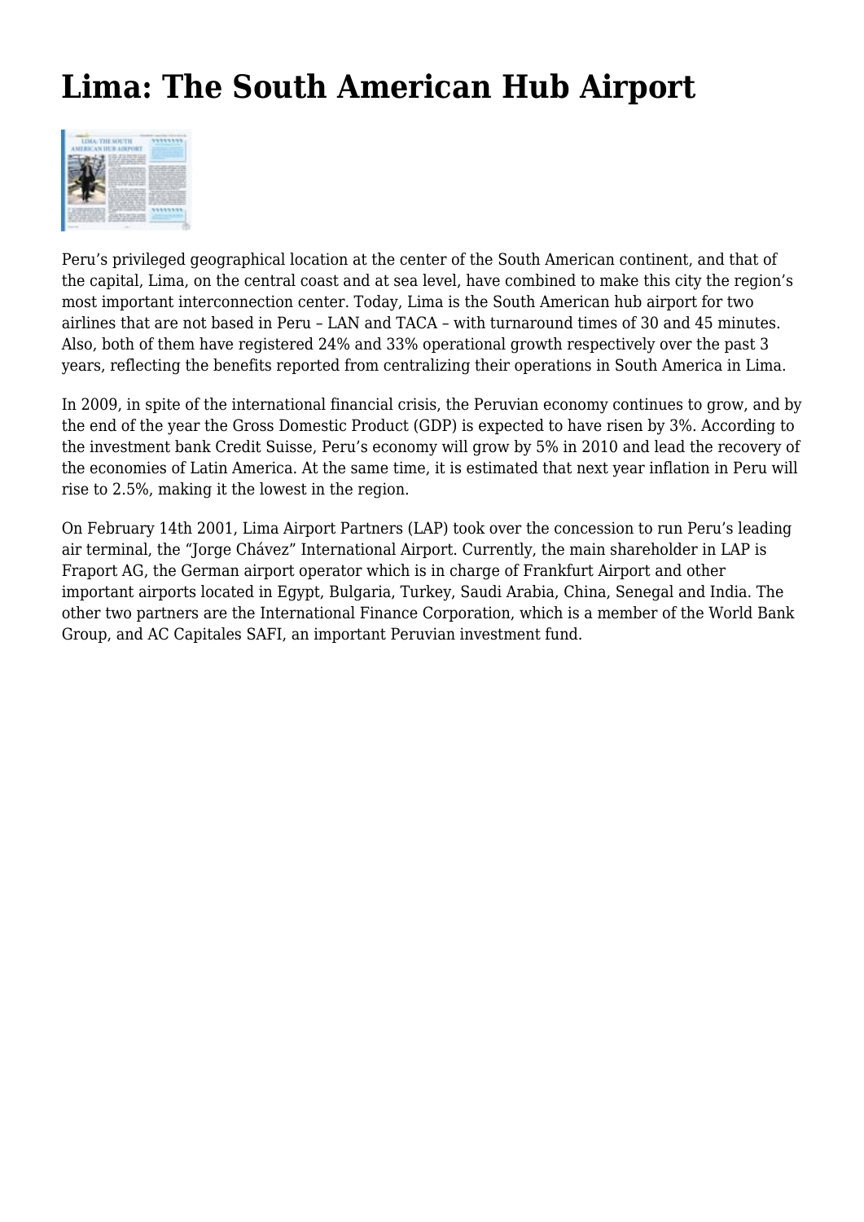# Lima: The South American Hub Airport

Peru's privileged geographical location at the center of the South American continent, and that of the capital, Lima, on the central coast and at sea level, have combined to make this city the region's most important interconnection center. Today, Lima is the South American hub airport for two airlines that are not based in Peru – LAN and TACA – with turnaround times of 30 and 45 minutes. Also, both of them have registered 24% and 33% operational growth respectively over the past 3 years, reflecting the benefits reported from centralizing their operations in South America in Lima.

In 2009, in spite of the international financial crisis, the Peruvian economy continues to grow, and by the end of the year the Gross Domestic Product (GDP) is expected to have risen by 3%. According to the investment bank Credit Suisse, Peru's economy will grow by 5% in 2010 and lead the recovery of the economies of Latin America. At the same time, it is estimated that next year inflation in Peru will rise to 2.5%, making it the lowest in the region.

On February 14th 2001, Lima Airport Partners (LAP) took over the concession to run Peru's leading air terminal, the "Jorge Chávez" International Airport. Currently, the main shareholder in LAP is Fraport AG, the German airport operator which is in charge of Frankfurt Airport and other important airports located in Egypt, Bulgaria, Turkey, Saudi Arabia, China, Senegal and India. The other two partners are the International Finance Corporation, which is a member of the World Bank Group, and AC Capitales SAFI, an important Peruvian investment fund.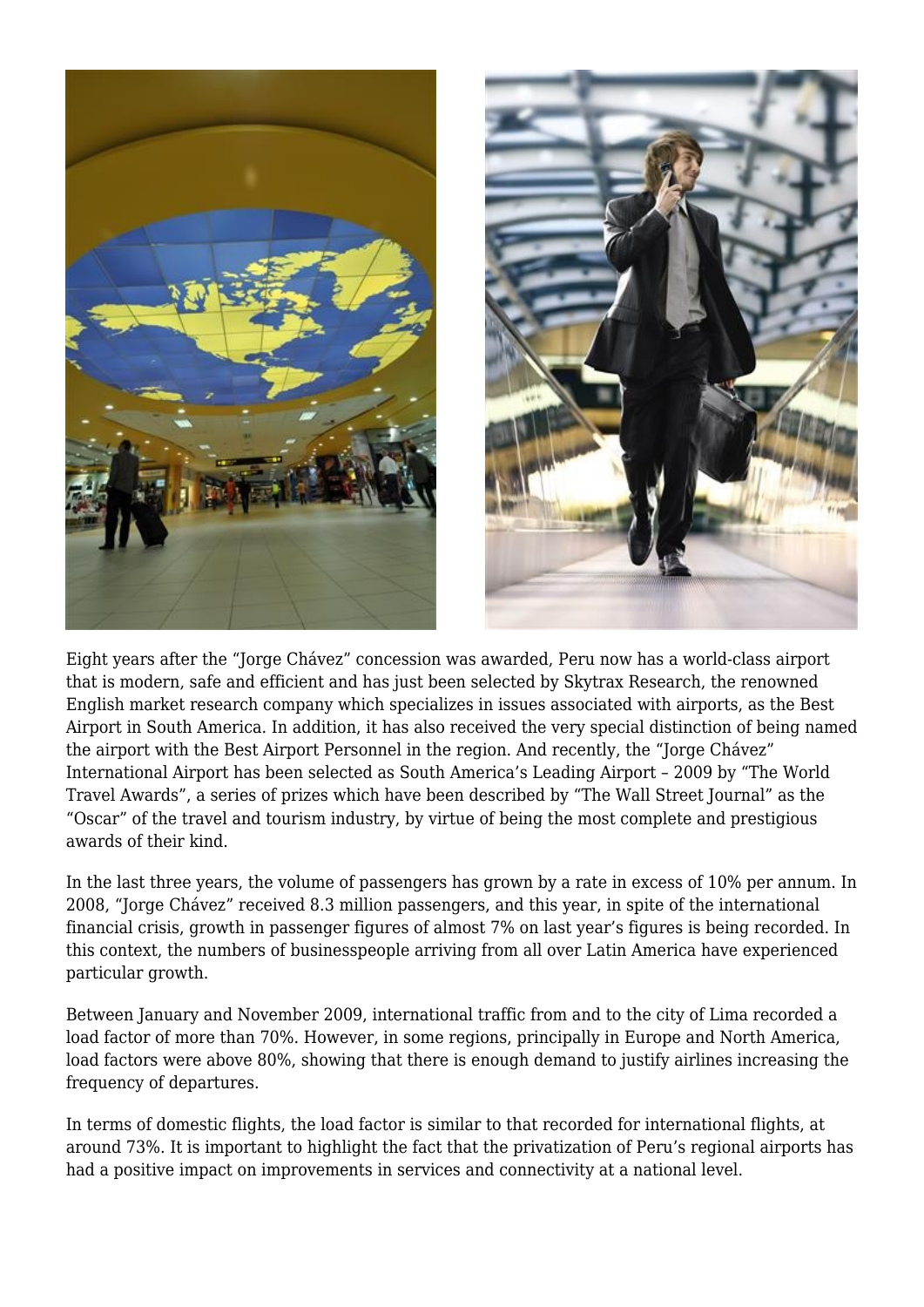Eight years after the “Jorge Chávez” concession was awarded, Peru now has a world-class airport that is modern, safe and efficient and has just been selected by Skytrax Research, the renowned English market research company which specializes in issues associated with airports, as the Best Airport in South America. In addition, it has also received the very special distinction of being named the airport with the Best Airport Personnel in the region. And recently, the “Jorge Chávez” International Airport has been selected as South America’s Leading Airport – 2009 by “The World Travel Awards”, a series of prizes which have been described by “The Wall Street Journal” as the “Oscar” of the travel and tourism industry, by virtue of being the most complete and prestigious awards of their kind.

In the last three years, the volume of passengers has grown by a rate in excess of 10% per annum. In 2008, “Jorge Chávez” received 8.3 million passengers, and this year, in spite of the international financial crisis, growth in passenger figures of almost 7% on last year’s figures is being recorded. In this context, the numbers of businesspeople arriving from all over Latin America have experienced particular growth.

Between January and November 2009, international traffic from and to the city of Lima recorded a load factor of more than 70%. However, in some regions, principally in Europe and North America, load factors were above 80%, showing that there is enough demand to justify airlines increasing the frequency of departures.

In terms of domestic flights, the load factor is similar to that recorded for international flights, at around 73%. It is important to highlight the fact that the privatization of Peru’s regional airports has had a positive impact on improvements in services and connectivity at a national level.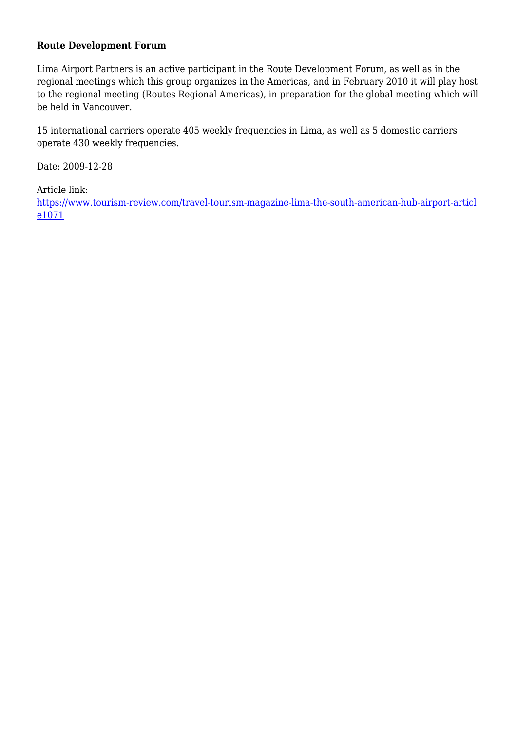**Route Development Forum**

Lima Airport Partners is an active participant in the Route Development Forum, as well as in the regional meetings which this group organizes in the Americas, and in February 2010 it will play host to the regional meeting (Routes Regional Americas), in preparation for the global meeting which will be held in Vancouver.

15 international carriers operate 405 weekly frequencies in Lima, as well as 5 domestic carriers operate 430 weekly frequencies.

Date: 2009-12-28

Article link:
https://www.tourism-review.com/travel-tourism-magazine-lima-the-south-american-hub-airport-article1071